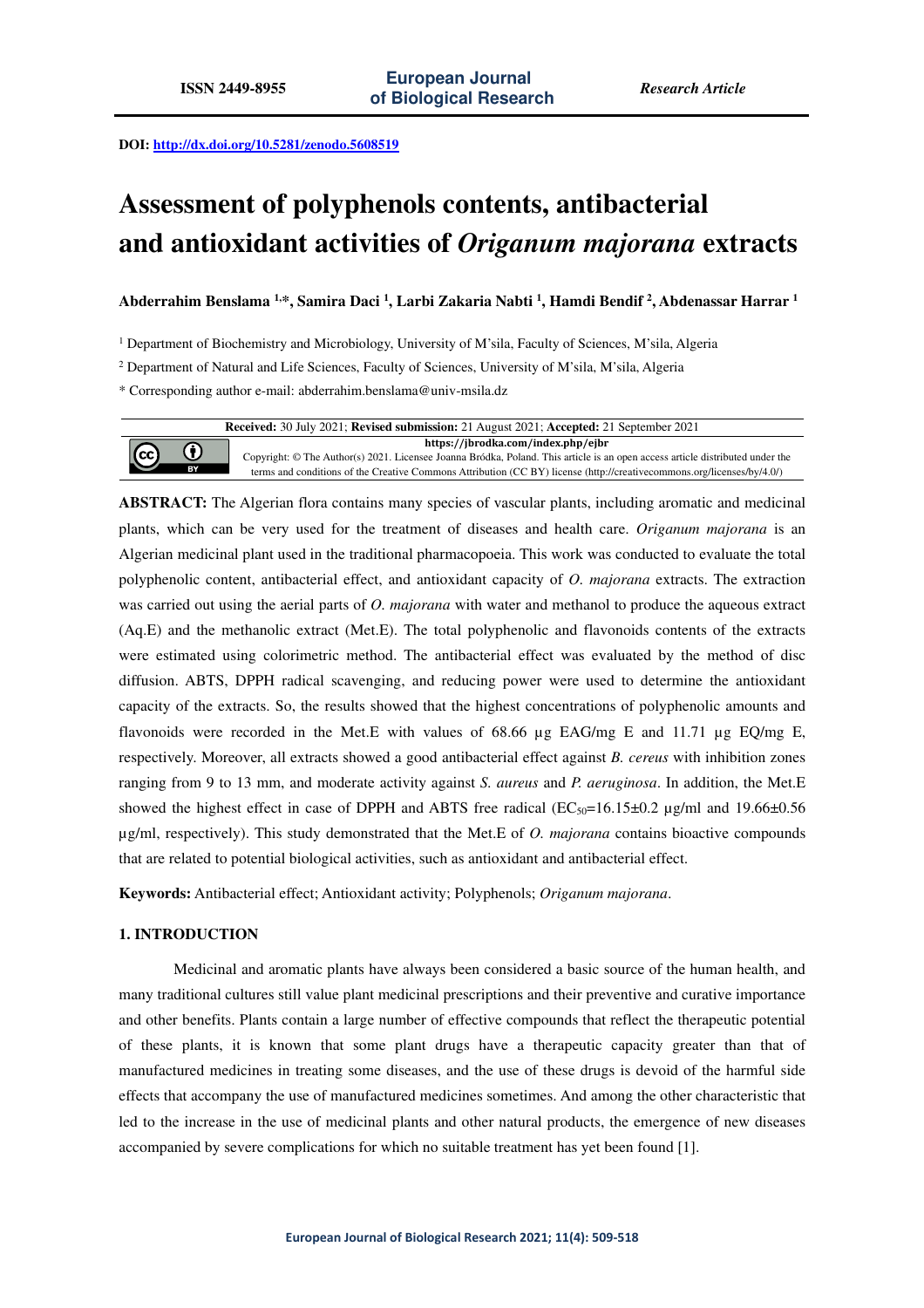DOI: http://dx.doi.org/10.5281/zenodo.5608519

# Assessment of polyphenols contents, antibacterial and antioxidant activities of *Origanum majorana* extracts

**Abderrahim Benslama [1,*], Samira Daci [1], Larbi Zakaria Nabti [1], Hamdi Bendif [2], Abdenassar Harrar [1]**

[1] Department of Biochemistry and Microbiology, University of M'sila, Faculty of Sciences, M'sila, Algeria

[2] Department of Natural and Life Sciences, Faculty of Sciences, University of M'sila, M'sila, Algeria

* Corresponding author e-mail: abderrahim.benslama@univ-msila.dz

**Received:** 30 July 2021; **Revised submission:** 21 August 2021; **Accepted:** 21 September 2021

**https://jbrodka.com/index.php/ejbr**

Copyright: © The Author(s) 2021. Licensee Joanna Bródka, Poland. This article is an open access article distributed under the terms and conditions of the Creative Commons Attribution (CC BY) license (http://creativecommons.org/licenses/by/4.0/)

**ABSTRACT:** The Algerian flora contains many species of vascular plants, including aromatic and medicinal plants, which can be very used for the treatment of diseases and health care. *Origanum majorana* is an Algerian medicinal plant used in the traditional pharmacopoeia. This work was conducted to evaluate the total polyphenolic content, antibacterial effect, and antioxidant capacity of *O. majorana* extracts. The extraction was carried out using the aerial parts of *O. majorana* with water and methanol to produce the aqueous extract (Aq.E) and the methanolic extract (Met.E). The total polyphenolic and flavonoids contents of the extracts were estimated using colorimetric method. The antibacterial effect was evaluated by the method of disc diffusion. ABTS, DPPH radical scavenging, and reducing power were used to determine the antioxidant capacity of the extracts. So, the results showed that the highest concentrations of polyphenolic amounts and flavonoids were recorded in the Met.E with values of 68.66 µg EAG/mg E and 11.71 µg EQ/mg E, respectively. Moreover, all extracts showed a good antibacterial effect against *B. cereus* with inhibition zones ranging from 9 to 13 mm, and moderate activity against *S. aureus* and *P. aeruginosa*. In addition, the Met.E showed the highest effect in case of DPPH and ABTS free radical ($EC_{50}$=16.15±0.2 µg/ml and 19.66±0.56 µg/ml, respectively). This study demonstrated that the Met.E of *O. majorana* contains bioactive compounds that are related to potential biological activities, such as antioxidant and antibacterial effect.

**Keywords:** Antibacterial effect; Antioxidant activity; Polyphenols; *Origanum majorana*.

## 1. INTRODUCTION

Medicinal and aromatic plants have always been considered a basic source of the human health, and many traditional cultures still value plant medicinal prescriptions and their preventive and curative importance and other benefits. Plants contain a large number of effective compounds that reflect the therapeutic potential of these plants, it is known that some plant drugs have a therapeutic capacity greater than that of manufactured medicines in treating some diseases, and the use of these drugs is devoid of the harmful side effects that accompany the use of manufactured medicines sometimes. And among the other characteristic that led to the increase in the use of medicinal plants and other natural products, the emergence of new diseases accompanied by severe complications for which no suitable treatment has yet been found [1].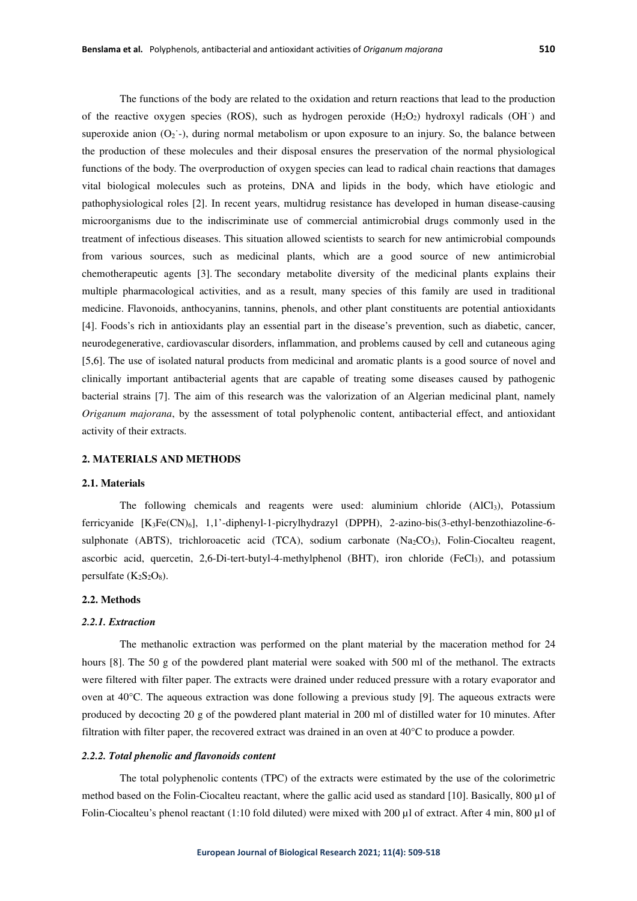The functions of the body are related to the oxidation and return reactions that lead to the production of the reactive oxygen species (ROS), such as hydrogen peroxide ($H_2O_2$) hydroxyl radicals ($OH^{\cdot}$) and superoxide anion ($O_2^{\cdot}$-), during normal metabolism or upon exposure to an injury. So, the balance between the production of these molecules and their disposal ensures the preservation of the normal physiological functions of the body. The overproduction of oxygen species can lead to radical chain reactions that damages vital biological molecules such as proteins, DNA and lipids in the body, which have etiologic and pathophysiological roles [2]. In recent years, multidrug resistance has developed in human disease-causing microorganisms due to the indiscriminate use of commercial antimicrobial drugs commonly used in the treatment of infectious diseases. This situation allowed scientists to search for new antimicrobial compounds from various sources, such as medicinal plants, which are a good source of new antimicrobial chemotherapeutic agents [3]. The secondary metabolite diversity of the medicinal plants explains their multiple pharmacological activities, and as a result, many species of this family are used in traditional medicine. Flavonoids, anthocyanins, tannins, phenols, and other plant constituents are potential antioxidants [4]. Foods's rich in antioxidants play an essential part in the disease's prevention, such as diabetic, cancer, neurodegenerative, cardiovascular disorders, inflammation, and problems caused by cell and cutaneous aging [5,6]. The use of isolated natural products from medicinal and aromatic plants is a good source of novel and clinically important antibacterial agents that are capable of treating some diseases caused by pathogenic bacterial strains [7]. The aim of this research was the valorization of an Algerian medicinal plant, namely *Origanum majorana*, by the assessment of total polyphenolic content, antibacterial effect, and antioxidant activity of their extracts.

## 2. MATERIALS AND METHODS

### 2.1. Materials

The following chemicals and reagents were used: aluminium chloride ($AlCl_3$), Potassium ferricyanide [$K_3Fe(CN)_6$], 1,1'-diphenyl-1-picrylhydrazyl (DPPH), 2-azino-bis(3-ethyl-benzothiazoline-6-sulphonate (ABTS), trichloroacetic acid (TCA), sodium carbonate ($Na_2CO_3$), Folin-Ciocalteu reagent, ascorbic acid, quercetin, 2,6-Di-tert-butyl-4-methylphenol (BHT), iron chloride ($FeCl_3$), and potassium persulfate ($K_2S_2O_8$).

### 2.2. Methods

#### *2.2.1. Extraction*

The methanolic extraction was performed on the plant material by the maceration method for 24 hours [8]. The 50 g of the powdered plant material were soaked with 500 ml of the methanol. The extracts were filtered with filter paper. The extracts were drained under reduced pressure with a rotary evaporator and oven at 40°C. The aqueous extraction was done following a previous study [9]. The aqueous extracts were produced by decocting 20 g of the powdered plant material in 200 ml of distilled water for 10 minutes. After filtration with filter paper, the recovered extract was drained in an oven at 40°C to produce a powder.

#### *2.2.2. Total phenolic and flavonoids content*

The total polyphenolic contents (TPC) of the extracts were estimated by the use of the colorimetric method based on the Folin-Ciocalteu reactant, where the gallic acid used as standard [10]. Basically, 800 µl of Folin-Ciocalteu's phenol reactant (1:10 fold diluted) were mixed with 200 µl of extract. After 4 min, 800 µl of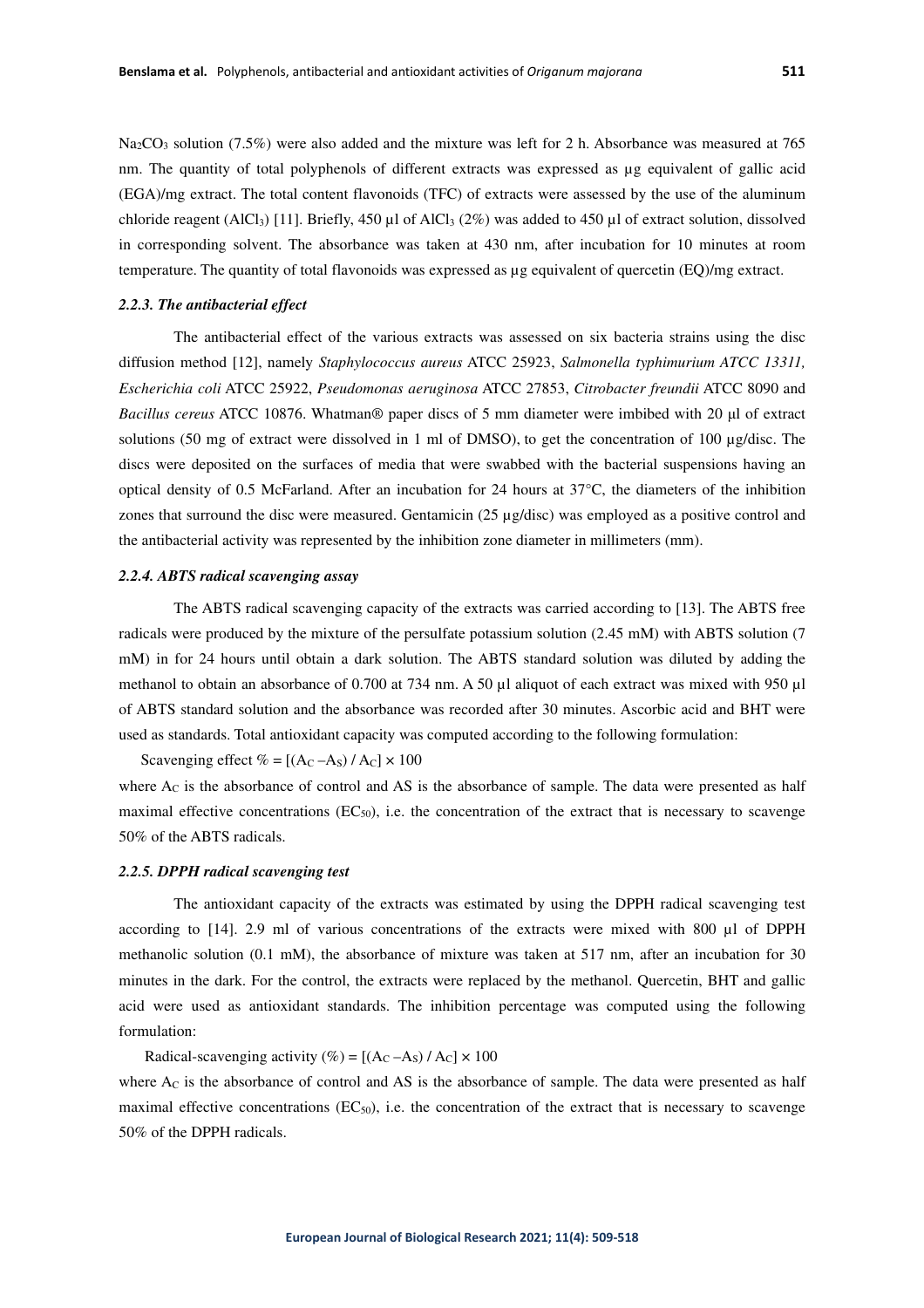$Na_2CO_3$ solution (7.5%) were also added and the mixture was left for 2 h. Absorbance was measured at 765 nm. The quantity of total polyphenols of different extracts was expressed as µg equivalent of gallic acid (EGA)/mg extract. The total content flavonoids (TFC) of extracts were assessed by the use of the aluminum chloride reagent ($AlCl_3$) [11]. Briefly, 450 µl of $AlCl_3$ (2%) was added to 450 µl of extract solution, dissolved in corresponding solvent. The absorbance was taken at 430 nm, after incubation for 10 minutes at room temperature. The quantity of total flavonoids was expressed as µg equivalent of quercetin (EQ)/mg extract.

### *2.2.3. The antibacterial effect*

The antibacterial effect of the various extracts was assessed on six bacteria strains using the disc diffusion method [12], namely *Staphylococcus aureus* ATCC 25923, *Salmonella typhimurium ATCC 13311, Escherichia coli* ATCC 25922, *Pseudomonas aeruginosa* ATCC 27853, *Citrobacter freundii* ATCC 8090 and *Bacillus cereus* ATCC 10876. Whatman® paper discs of 5 mm diameter were imbibed with 20 µl of extract solutions (50 mg of extract were dissolved in 1 ml of DMSO), to get the concentration of 100 µg/disc. The discs were deposited on the surfaces of media that were swabbed with the bacterial suspensions having an optical density of 0.5 McFarland. After an incubation for 24 hours at 37°C, the diameters of the inhibition zones that surround the disc were measured. Gentamicin (25 µg/disc) was employed as a positive control and the antibacterial activity was represented by the inhibition zone diameter in millimeters (mm).

### *2.2.4. ABTS radical scavenging assay*

The ABTS radical scavenging capacity of the extracts was carried according to [13]. The ABTS free radicals were produced by the mixture of the persulfate potassium solution (2.45 mM) with ABTS solution (7 mM) in for 24 hours until obtain a dark solution. The ABTS standard solution was diluted by adding the methanol to obtain an absorbance of 0.700 at 734 nm. A 50 µl aliquot of each extract was mixed with 950 µl of ABTS standard solution and the absorbance was recorded after 30 minutes. Ascorbic acid and BHT were used as standards. Total antioxidant capacity was computed according to the following formulation:

$$\text{Scavenging effect } \% = [(A_C - A_S) / A_C] \times 100$$

where $A_C$ is the absorbance of control and AS is the absorbance of sample. The data were presented as half maximal effective concentrations ($EC_{50}$), i.e. the concentration of the extract that is necessary to scavenge 50% of the ABTS radicals.

### *2.2.5. DPPH radical scavenging test*

The antioxidant capacity of the extracts was estimated by using the DPPH radical scavenging test according to [14]. 2.9 ml of various concentrations of the extracts were mixed with 800 µl of DPPH methanolic solution (0.1 mM), the absorbance of mixture was taken at 517 nm, after an incubation for 30 minutes in the dark. For the control, the extracts were replaced by the methanol. Quercetin, BHT and gallic acid were used as antioxidant standards. The inhibition percentage was computed using the following formulation:

$$\text{Radical-scavenging activity } (\%) = [(A_C - A_S) / A_C] \times 100$$

where $A_C$ is the absorbance of control and AS is the absorbance of sample. The data were presented as half maximal effective concentrations ($EC_{50}$), i.e. the concentration of the extract that is necessary to scavenge 50% of the DPPH radicals.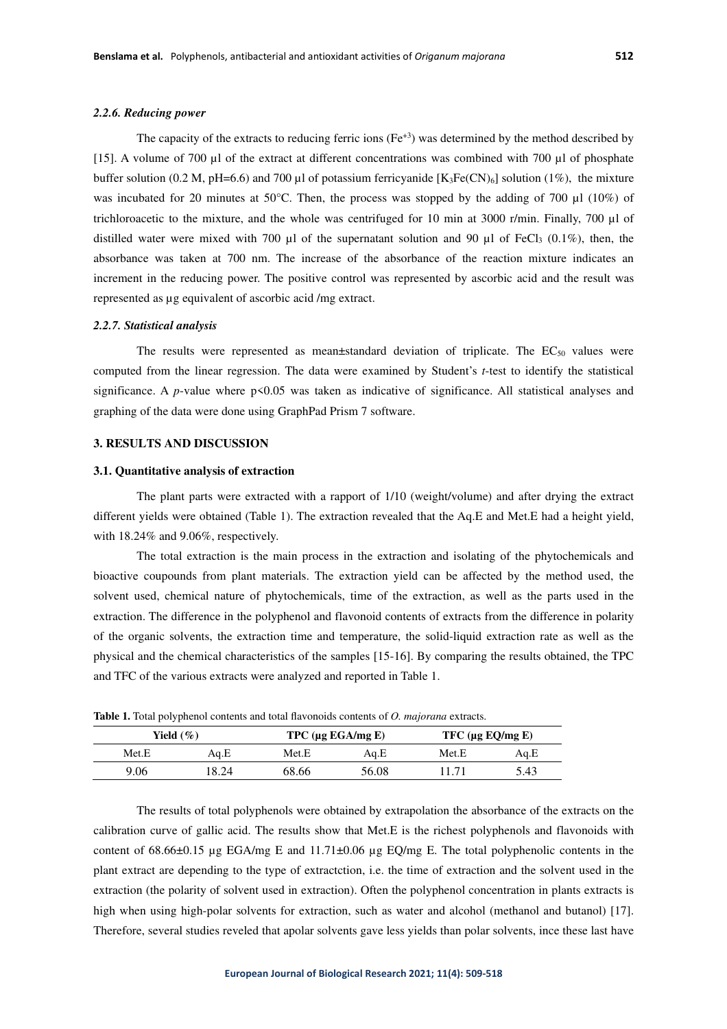#### 2.2.6. Reducing power

The capacity of the extracts to reducing ferric ions ($Fe^{+3}$) was determined by the method described by [15]. A volume of 700 µl of the extract at different concentrations was combined with 700 µl of phosphate buffer solution (0.2 M, pH=6.6) and 700 µl of potassium ferricyanide [$K_3Fe(CN)_6$] solution (1%), the mixture was incubated for 20 minutes at 50°C. Then, the process was stopped by the adding of 700 µl (10%) of trichloroacetic to the mixture, and the whole was centrifuged for 10 min at 3000 r/min. Finally, 700 µl of distilled water were mixed with 700 µl of the supernatant solution and 90 µl of $FeCl_3$ (0.1%), then, the absorbance was taken at 700 nm. The increase of the absorbance of the reaction mixture indicates an increment in the reducing power. The positive control was represented by ascorbic acid and the result was represented as µg equivalent of ascorbic acid /mg extract.

#### 2.2.7. Statistical analysis

The results were represented as mean±standard deviation of triplicate. The $EC_{50}$ values were computed from the linear regression. The data were examined by Student's *t*-test to identify the statistical significance. A *p*-value where $p<0.05$ was taken as indicative of significance. All statistical analyses and graphing of the data were done using GraphPad Prism 7 software.

## 3. RESULTS AND DISCUSSION

### 3.1. Quantitative analysis of extraction

The plant parts were extracted with a rapport of 1/10 (weight/volume) and after drying the extract different yields were obtained (Table 1). The extraction revealed that the Aq.E and Met.E had a height yield, with 18.24% and 9.06%, respectively.

The total extraction is the main process in the extraction and isolating of the phytochemicals and bioactive coupounds from plant materials. The extraction yield can be affected by the method used, the solvent used, chemical nature of phytochemicals, time of the extraction, as well as the parts used in the extraction. The difference in the polyphenol and flavonoid contents of extracts from the difference in polarity of the organic solvents, the extraction time and temperature, the solid-liquid extraction rate as well as the physical and the chemical characteristics of the samples [15-16]. By comparing the results obtained, the TPC and TFC of the various extracts were analyzed and reported in Table 1.

**Table 1.** Total polyphenol contents and total flavonoids contents of *O. majorana* extracts.

| Yield (%) | | TPC (µg EGA/mg E) | | TFC (µg EQ/mg E) | |
|---|---|---|---|---|---|
| Met.E | Aq.E | Met.E | Aq.E | Met.E | Aq.E |
| 9.06 | 18.24 | 68.66 | 56.08 | 11.71 | 5.43 |

The results of total polyphenols were obtained by extrapolation the absorbance of the extracts on the calibration curve of gallic acid. The results show that Met.E is the richest polyphenols and flavonoids with content of 68.66±0.15 µg EGA/mg E and 11.71±0.06 µg EQ/mg E. The total polyphenolic contents in the plant extract are depending to the type of extractction, i.e. the time of extraction and the solvent used in the extraction (the polarity of solvent used in extraction). Often the polyphenol concentration in plants extracts is high when using high-polar solvents for extraction, such as water and alcohol (methanol and butanol) [17]. Therefore, several studies reveled that apolar solvents gave less yields than polar solvents, ince these last have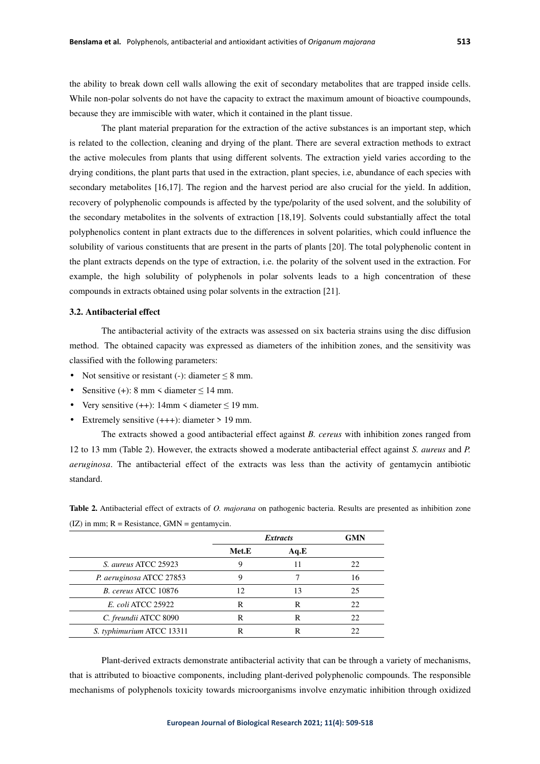the ability to break down cell walls allowing the exit of secondary metabolites that are trapped inside cells. While non-polar solvents do not have the capacity to extract the maximum amount of bioactive coumpounds, because they are immiscible with water, which it contained in the plant tissue.

The plant material preparation for the extraction of the active substances is an important step, which is related to the collection, cleaning and drying of the plant. There are several extraction methods to extract the active molecules from plants that using different solvents. The extraction yield varies according to the drying conditions, the plant parts that used in the extraction, plant species, i.e, abundance of each species with secondary metabolites [16,17]. The region and the harvest period are also crucial for the yield. In addition, recovery of polyphenolic compounds is affected by the type/polarity of the used solvent, and the solubility of the secondary metabolites in the solvents of extraction [18,19]. Solvents could substantially affect the total polyphenolics content in plant extracts due to the differences in solvent polarities, which could influence the solubility of various constituents that are present in the parts of plants [20]. The total polyphenolic content in the plant extracts depends on the type of extraction, i.e. the polarity of the solvent used in the extraction. For example, the high solubility of polyphenols in polar solvents leads to a high concentration of these compounds in extracts obtained using polar solvents in the extraction [21].

### 3.2. Antibacterial effect

The antibacterial activity of the extracts was assessed on six bacteria strains using the disc diffusion method. The obtained capacity was expressed as diameters of the inhibition zones, and the sensitivity was classified with the following parameters:

- Not sensitive or resistant (-): diameter ≤ 8 mm.
- Sensitive (+): 8 mm < diameter ≤ 14 mm.
- Very sensitive (++): 14mm < diameter ≤ 19 mm.
- Extremely sensitive (+++): diameter > 19 mm.

The extracts showed a good antibacterial effect against *B. cereus* with inhibition zones ranged from 12 to 13 mm (Table 2). However, the extracts showed a moderate antibacterial effect against *S. aureus* and *P. aeruginosa*. The antibacterial effect of the extracts was less than the activity of gentamycin antibiotic standard.

**Table 2.** Antibacterial effect of extracts of *O. majorana* on pathogenic bacteria. Results are presented as inhibition zone (IZ) in mm; R = Resistance, GMN = gentamycin.

| | ***Extracts*** | | **GMN** |
|---|---|---|---|
| | **Met.E** | **Aq.E** | |
| *S. aureus* ATCC 25923 | 9 | 11 | 22 |
| *P. aeruginosa* ATCC 27853 | 9 | 7 | 16 |
| *B. cereus* ATCC 10876 | 12 | 13 | 25 |
| *E. coli* ATCC 25922 | R | R | 22 |
| *C. freundii* ATCC 8090 | R | R | 22 |
| *S. typhimurium* ATCC 13311 | R | R | 22 |

Plant-derived extracts demonstrate antibacterial activity that can be through a variety of mechanisms, that is attributed to bioactive components, including plant-derived polyphenolic compounds. The responsible mechanisms of polyphenols toxicity towards microorganisms involve enzymatic inhibition through oxidized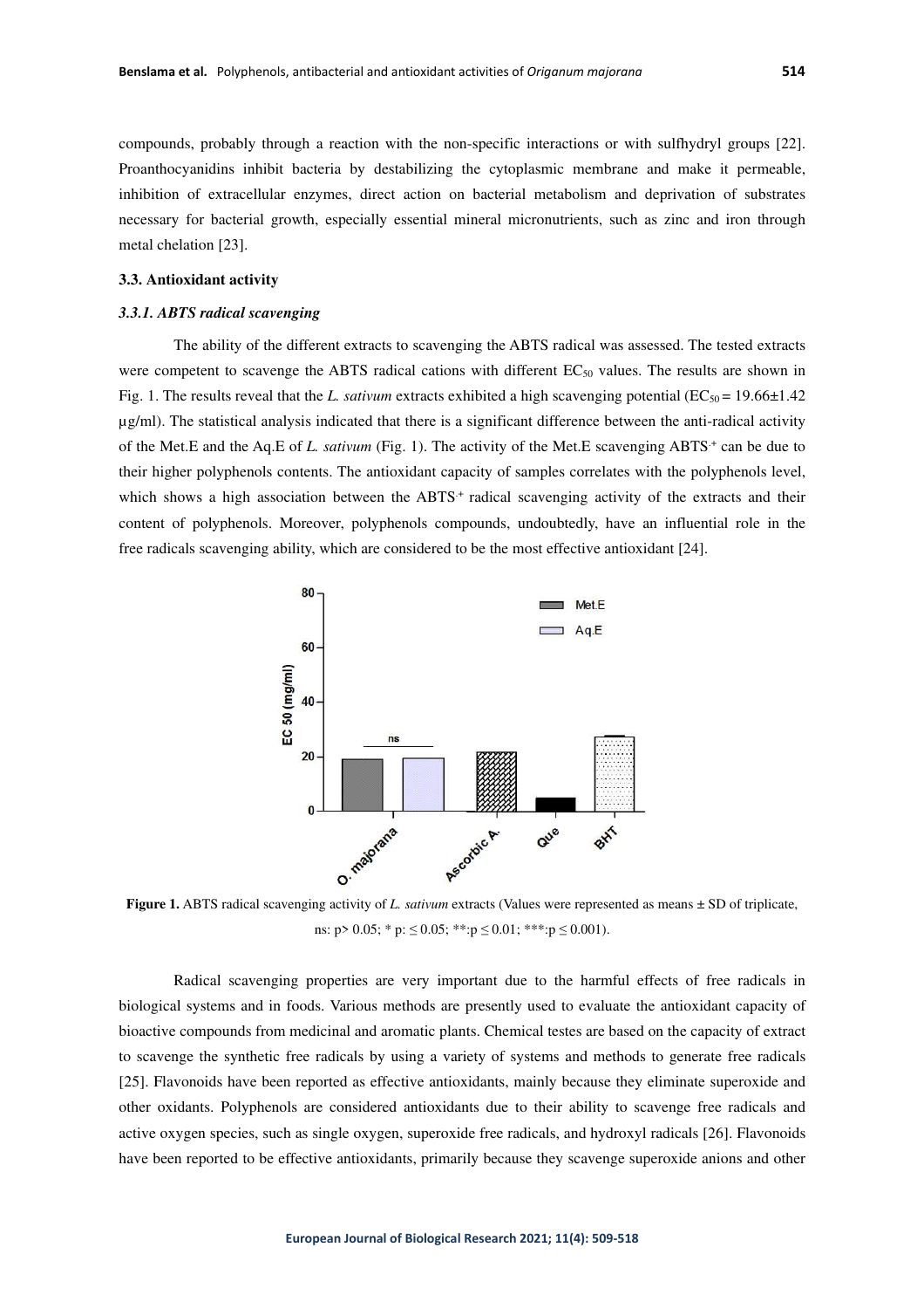compounds, probably through a reaction with the non-specific interactions or with sulfhydryl groups [22]. Proanthocyanidins inhibit bacteria by destabilizing the cytoplasmic membrane and make it permeable, inhibition of extracellular enzymes, direct action on bacterial metabolism and deprivation of substrates necessary for bacterial growth, especially essential mineral micronutrients, such as zinc and iron through metal chelation [23].

### 3.3. Antioxidant activity

#### *3.3.1. ABTS radical scavenging*

The ability of the different extracts to scavenging the ABTS radical was assessed. The tested extracts were competent to scavenge the ABTS radical cations with different $EC_{50}$ values. The results are shown in Fig. 1. The results reveal that the *L. sativum* extracts exhibited a high scavenging potential ($EC_{50}$ = 19.66±1.42 µg/ml). The statistical analysis indicated that there is a significant difference between the anti-radical activity of the Met.E and the Aq.E of *L. sativum* (Fig. 1). The activity of the Met.E scavenging $ABTS^{\cdot+}$ can be due to their higher polyphenols contents. The antioxidant capacity of samples correlates with the polyphenols level, which shows a high association between the $ABTS^{\cdot+}$ radical scavenging activity of the extracts and their content of polyphenols. Moreover, polyphenols compounds, undoubtedly, have an influential role in the free radicals scavenging ability, which are considered to be the most effective antioxidant [24].

**Figure 1.** ABTS radical scavenging activity of *L. sativum* extracts (Values were represented as means ± SD of triplicate, ns: p> 0.05; * p: ≤ 0.05; **:p ≤ 0.01; ***:p ≤ 0.001).

Radical scavenging properties are very important due to the harmful effects of free radicals in biological systems and in foods. Various methods are presently used to evaluate the antioxidant capacity of bioactive compounds from medicinal and aromatic plants. Chemical testes are based on the capacity of extract to scavenge the synthetic free radicals by using a variety of systems and methods to generate free radicals [25]. Flavonoids have been reported as effective antioxidants, mainly because they eliminate superoxide and other oxidants. Polyphenols are considered antioxidants due to their ability to scavenge free radicals and active oxygen species, such as single oxygen, superoxide free radicals, and hydroxyl radicals [26]. Flavonoids have been reported to be effective antioxidants, primarily because they scavenge superoxide anions and other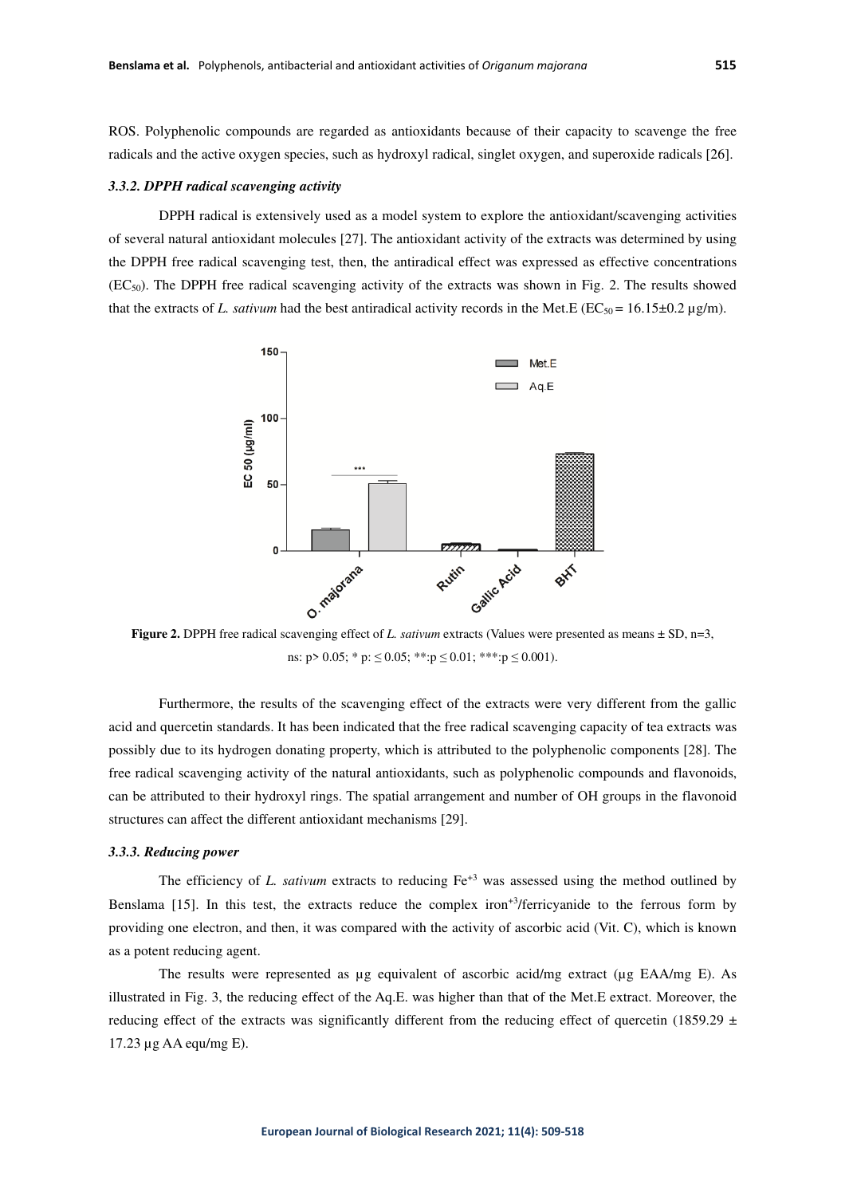ROS. Polyphenolic compounds are regarded as antioxidants because of their capacity to scavenge the free radicals and the active oxygen species, such as hydroxyl radical, singlet oxygen, and superoxide radicals [26].

### *3.3.2. DPPH radical scavenging activity*

DPPH radical is extensively used as a model system to explore the antioxidant/scavenging activities of several natural antioxidant molecules [27]. The antioxidant activity of the extracts was determined by using the DPPH free radical scavenging test, then, the antiradical effect was expressed as effective concentrations ($EC_{50}$). The DPPH free radical scavenging activity of the extracts was shown in Fig. 2. The results showed that the extracts of *L. sativum* had the best antiradical activity records in the Met.E ($EC_{50}$ = 16.15±0.2 µg/m).

**Figure 2.** DPPH free radical scavenging effect of *L. sativum* extracts (Values were presented as means ± SD, n=3, ns: p> 0.05; * p: ≤ 0.05; **:p ≤ 0.01; ***:p ≤ 0.001).

Furthermore, the results of the scavenging effect of the extracts were very different from the gallic acid and quercetin standards. It has been indicated that the free radical scavenging capacity of tea extracts was possibly due to its hydrogen donating property, which is attributed to the polyphenolic components [28]. The free radical scavenging activity of the natural antioxidants, such as polyphenolic compounds and flavonoids, can be attributed to their hydroxyl rings. The spatial arrangement and number of OH groups in the flavonoid structures can affect the different antioxidant mechanisms [29].

### *3.3.3. Reducing power*

The efficiency of *L. sativum* extracts to reducing $Fe^{+3}$ was assessed using the method outlined by Benslama [15]. In this test, the extracts reduce the complex iron$^{+3}$/ferricyanide to the ferrous form by providing one electron, and then, it was compared with the activity of ascorbic acid (Vit. C), which is known as a potent reducing agent.

The results were represented as µg equivalent of ascorbic acid/mg extract (µg EAA/mg E). As illustrated in Fig. 3, the reducing effect of the Aq.E. was higher than that of the Met.E extract. Moreover, the reducing effect of the extracts was significantly different from the reducing effect of quercetin (1859.29 ± 17.23 µg AA equ/mg E).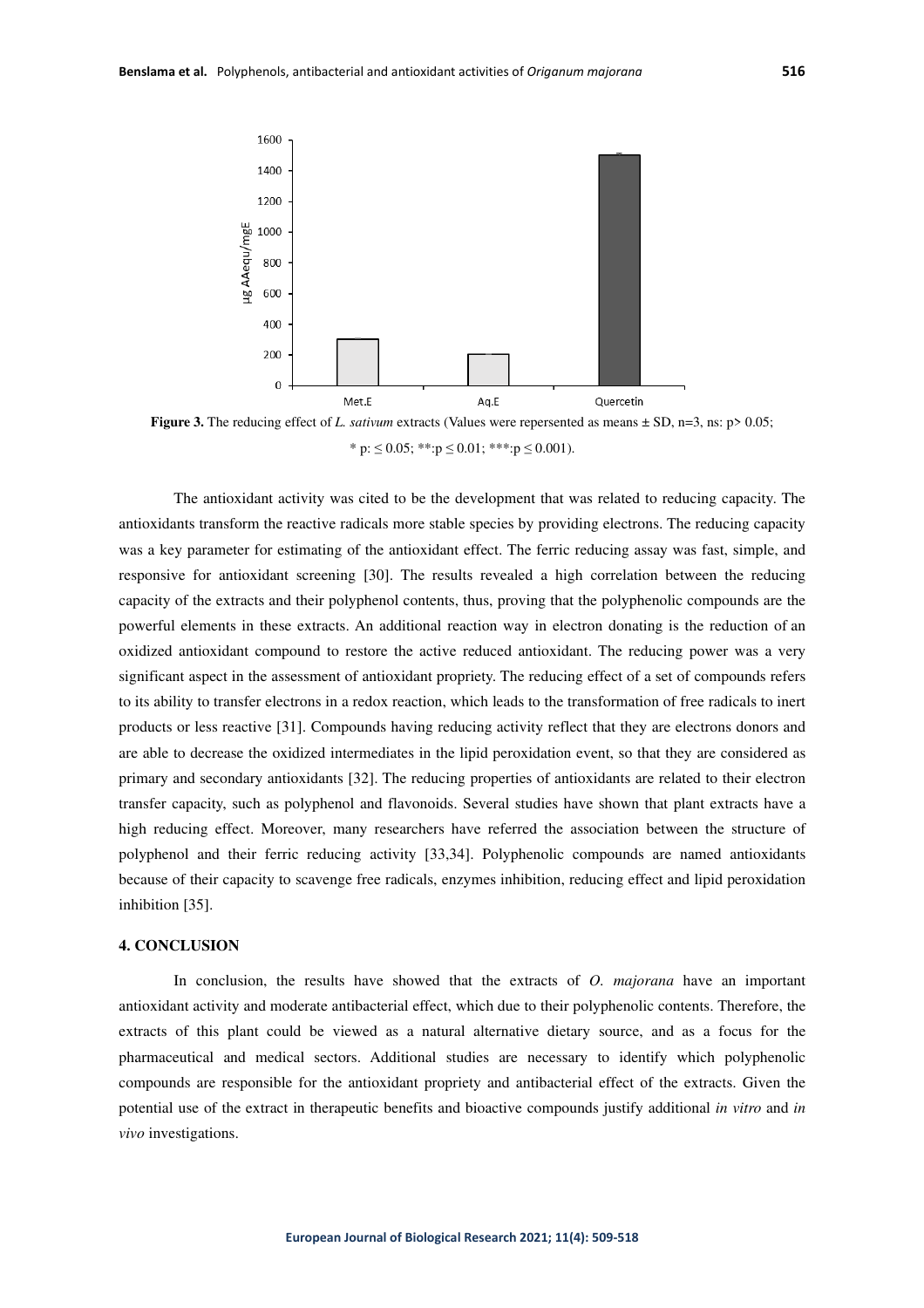**Figure 3.** The reducing effect of *L. sativum* extracts (Values were repersented as means ± SD, n=3, ns: p> 0.05; * p: ≤ 0.05; **:p ≤ 0.01; ***:p ≤ 0.001).

The antioxidant activity was cited to be the development that was related to reducing capacity. The antioxidants transform the reactive radicals more stable species by providing electrons. The reducing capacity was a key parameter for estimating of the antioxidant effect. The ferric reducing assay was fast, simple, and responsive for antioxidant screening [30]. The results revealed a high correlation between the reducing capacity of the extracts and their polyphenol contents, thus, proving that the polyphenolic compounds are the powerful elements in these extracts. An additional reaction way in electron donating is the reduction of an oxidized antioxidant compound to restore the active reduced antioxidant. The reducing power was a very significant aspect in the assessment of antioxidant propriety. The reducing effect of a set of compounds refers to its ability to transfer electrons in a redox reaction, which leads to the transformation of free radicals to inert products or less reactive [31]. Compounds having reducing activity reflect that they are electrons donors and are able to decrease the oxidized intermediates in the lipid peroxidation event, so that they are considered as primary and secondary antioxidants [32]. The reducing properties of antioxidants are related to their electron transfer capacity, such as polyphenol and flavonoids. Several studies have shown that plant extracts have a high reducing effect. Moreover, many researchers have referred the association between the structure of polyphenol and their ferric reducing activity [33,34]. Polyphenolic compounds are named antioxidants because of their capacity to scavenge free radicals, enzymes inhibition, reducing effect and lipid peroxidation inhibition [35].

## 4. CONCLUSION

In conclusion, the results have showed that the extracts of *O. majorana* have an important antioxidant activity and moderate antibacterial effect, which due to their polyphenolic contents. Therefore, the extracts of this plant could be viewed as a natural alternative dietary source, and as a focus for the pharmaceutical and medical sectors. Additional studies are necessary to identify which polyphenolic compounds are responsible for the antioxidant propriety and antibacterial effect of the extracts. Given the potential use of the extract in therapeutic benefits and bioactive compounds justify additional *in vitro* and *in vivo* investigations.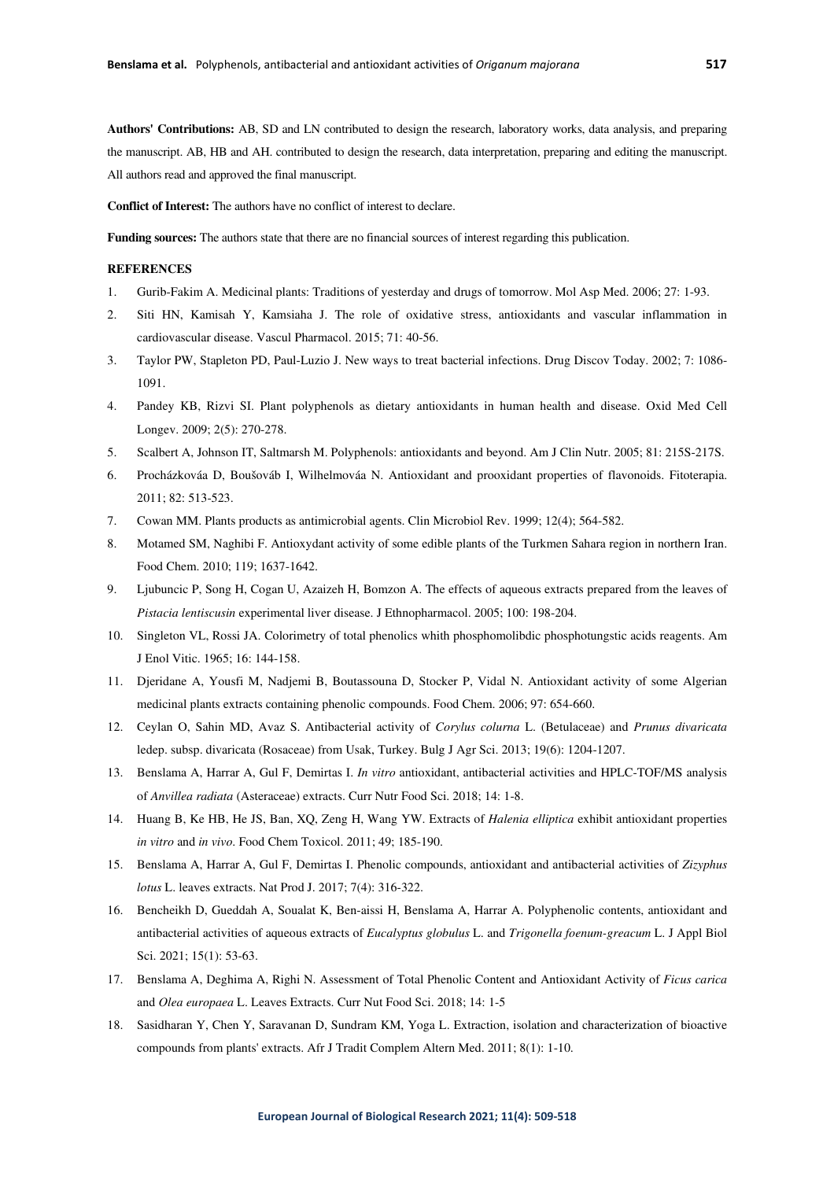**Authors' Contributions:** AB, SD and LN contributed to design the research, laboratory works, data analysis, and preparing the manuscript. AB, HB and AH. contributed to design the research, data interpretation, preparing and editing the manuscript. All authors read and approved the final manuscript.

**Conflict of Interest:** The authors have no conflict of interest to declare.

**Funding sources:** The authors state that there are no financial sources of interest regarding this publication.

**REFERENCES**

1. Gurib-Fakim A. Medicinal plants: Traditions of yesterday and drugs of tomorrow. Mol Asp Med. 2006; 27: 1-93.
2. Siti HN, Kamisah Y, Kamsiaha J. The role of oxidative stress, antioxidants and vascular inflammation in cardiovascular disease. Vascul Pharmacol. 2015; 71: 40-56.
3. Taylor PW, Stapleton PD, Paul-Luzio J. New ways to treat bacterial infections. Drug Discov Today. 2002; 7: 1086-1091.
4. Pandey KB, Rizvi SI. Plant polyphenols as dietary antioxidants in human health and disease. Oxid Med Cell Longev. 2009; 2(5): 270-278.
5. Scalbert A, Johnson IT, Saltmarsh M. Polyphenols: antioxidants and beyond. Am J Clin Nutr. 2005; 81: 215S-217S.
6. Procházkováa D, Boušováb I, Wilhelmováa N. Antioxidant and prooxidant properties of flavonoids. Fitoterapia. 2011; 82: 513-523.
7. Cowan MM. Plants products as antimicrobial agents. Clin Microbiol Rev. 1999; 12(4); 564-582.
8. Motamed SM, Naghibi F. Antioxydant activity of some edible plants of the Turkmen Sahara region in northern Iran. Food Chem. 2010; 119; 1637-1642.
9. Ljubuncic P, Song H, Cogan U, Azaizeh H, Bomzon A. The effects of aqueous extracts prepared from the leaves of *Pistacia lentiscusin* experimental liver disease. J Ethnopharmacol. 2005; 100: 198-204.
10. Singleton VL, Rossi JA. Colorimetry of total phenolics whith phosphomolibdic phosphotungstic acids reagents. Am J Enol Vitic. 1965; 16: 144-158.
11. Djeridane A, Yousfi M, Nadjemi B, Boutassouna D, Stocker P, Vidal N. Antioxidant activity of some Algerian medicinal plants extracts containing phenolic compounds. Food Chem. 2006; 97: 654-660.
12. Ceylan O, Sahin MD, Avaz S. Antibacterial activity of *Corylus colurna* L. (Betulaceae) and *Prunus divaricata* ledep. subsp. divaricata (Rosaceae) from Usak, Turkey. Bulg J Agr Sci. 2013; 19(6): 1204-1207.
13. Benslama A, Harrar A, Gul F, Demirtas I. *In vitro* antioxidant, antibacterial activities and HPLC-TOF/MS analysis of *Anvillea radiata* (Asteraceae) extracts. Curr Nutr Food Sci. 2018; 14: 1-8.
14. Huang B, Ke HB, He JS, Ban, XQ, Zeng H, Wang YW. Extracts of *Halenia elliptica* exhibit antioxidant properties *in vitro* and *in vivo*. Food Chem Toxicol. 2011; 49; 185-190.
15. Benslama A, Harrar A, Gul F, Demirtas I. Phenolic compounds, antioxidant and antibacterial activities of *Zizyphus lotus* L. leaves extracts. Nat Prod J. 2017; 7(4): 316-322.
16. Bencheikh D, Gueddah A, Soualat K, Ben-aissi H, Benslama A, Harrar A. Polyphenolic contents, antioxidant and antibacterial activities of aqueous extracts of *Eucalyptus globulus* L. and *Trigonella foenum-greacum* L. J Appl Biol Sci. 2021; 15(1): 53-63.
17. Benslama A, Deghima A, Righi N. Assessment of Total Phenolic Content and Antioxidant Activity of *Ficus carica* and *Olea europaea* L. Leaves Extracts. Curr Nut Food Sci. 2018; 14: 1-5
18. Sasidharan Y, Chen Y, Saravanan D, Sundram KM, Yoga L. Extraction, isolation and characterization of bioactive compounds from plants' extracts. Afr J Tradit Complem Altern Med. 2011; 8(1): 1-10.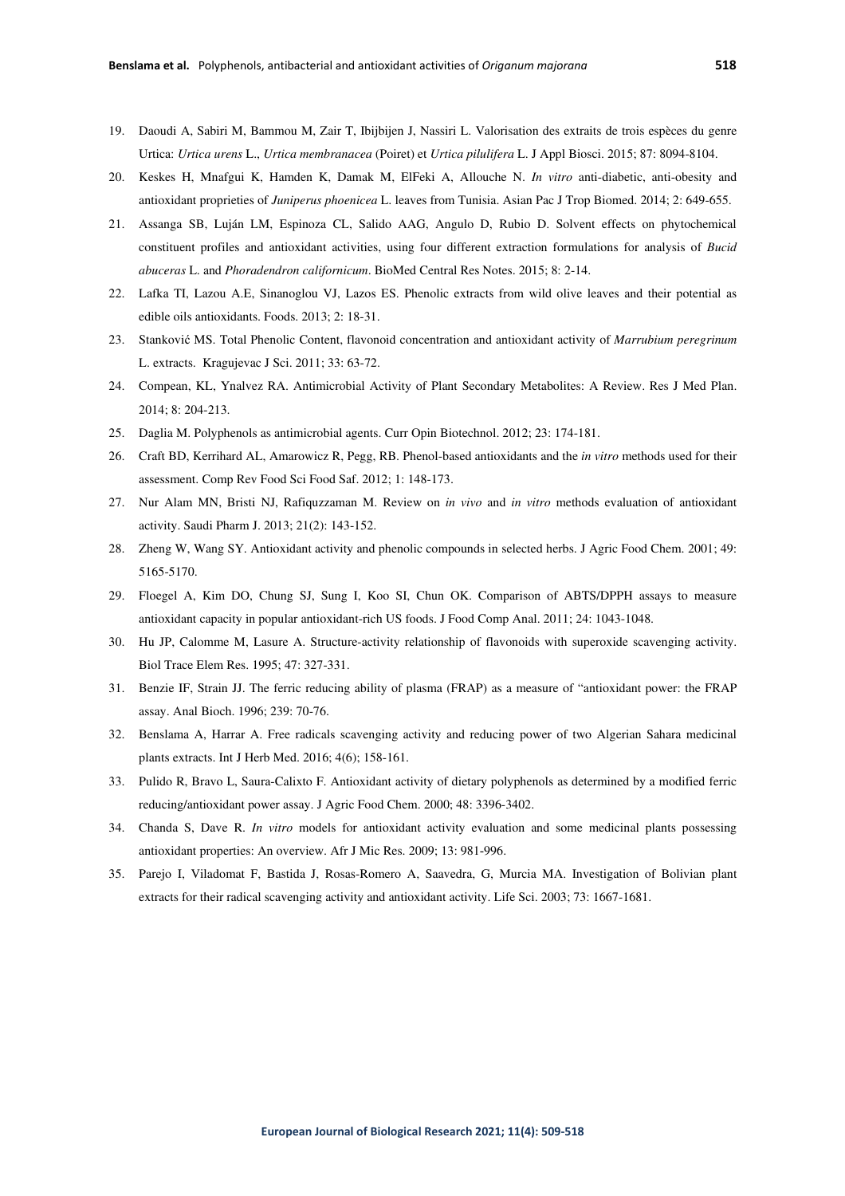19. Daoudi A, Sabiri M, Bammou M, Zair T, Ibijbijen J, Nassiri L. Valorisation des extraits de trois espèces du genre Urtica: *Urtica urens* L., *Urtica membranacea* (Poiret) et *Urtica pilulifera* L. J Appl Biosci. 2015; 87: 8094-8104.
20. Keskes H, Mnafgui K, Hamden K, Damak M, ElFeki A, Allouche N. *In vitro* anti-diabetic, anti-obesity and antioxidant proprieties of *Juniperus phoenicea* L. leaves from Tunisia. Asian Pac J Trop Biomed. 2014; 2: 649-655.
21. Assanga SB, Luján LM, Espinoza CL, Salido AAG, Angulo D, Rubio D. Solvent effects on phytochemical constituent profiles and antioxidant activities, using four different extraction formulations for analysis of *Bucid abuceras* L. and *Phoradendron californicum*. BioMed Central Res Notes. 2015; 8: 2-14.
22. Lafka TI, Lazou A.E, Sinanoglou VJ, Lazos ES. Phenolic extracts from wild olive leaves and their potential as edible oils antioxidants. Foods. 2013; 2: 18-31.
23. Stanković MS. Total Phenolic Content, flavonoid concentration and antioxidant activity of *Marrubium peregrinum* L. extracts. Kragujevac J Sci. 2011; 33: 63-72.
24. Compean, KL, Ynalvez RA. Antimicrobial Activity of Plant Secondary Metabolites: A Review. Res J Med Plan. 2014; 8: 204-213.
25. Daglia M. Polyphenols as antimicrobial agents. Curr Opin Biotechnol. 2012; 23: 174-181.
26. Craft BD, Kerrihard AL, Amarowicz R, Pegg, RB. Phenol-based antioxidants and the *in vitro* methods used for their assessment. Comp Rev Food Sci Food Saf. 2012; 1: 148-173.
27. Nur Alam MN, Bristi NJ, Rafiquzzaman M. Review on *in vivo* and *in vitro* methods evaluation of antioxidant activity. Saudi Pharm J. 2013; 21(2): 143-152.
28. Zheng W, Wang SY. Antioxidant activity and phenolic compounds in selected herbs. J Agric Food Chem. 2001; 49: 5165-5170.
29. Floegel A, Kim DO, Chung SJ, Sung I, Koo SI, Chun OK. Comparison of ABTS/DPPH assays to measure antioxidant capacity in popular antioxidant-rich US foods. J Food Comp Anal. 2011; 24: 1043-1048.
30. Hu JP, Calomme M, Lasure A. Structure-activity relationship of flavonoids with superoxide scavenging activity. Biol Trace Elem Res. 1995; 47: 327-331.
31. Benzie IF, Strain JJ. The ferric reducing ability of plasma (FRAP) as a measure of "antioxidant power: the FRAP assay. Anal Bioch. 1996; 239: 70-76.
32. Benslama A, Harrar A. Free radicals scavenging activity and reducing power of two Algerian Sahara medicinal plants extracts. Int J Herb Med. 2016; 4(6); 158-161.
33. Pulido R, Bravo L, Saura-Calixto F. Antioxidant activity of dietary polyphenols as determined by a modified ferric reducing/antioxidant power assay. J Agric Food Chem. 2000; 48: 3396-3402.
34. Chanda S, Dave R. *In vitro* models for antioxidant activity evaluation and some medicinal plants possessing antioxidant properties: An overview. Afr J Mic Res. 2009; 13: 981-996.
35. Parejo I, Viladomat F, Bastida J, Rosas-Romero A, Saavedra, G, Murcia MA. Investigation of Bolivian plant extracts for their radical scavenging activity and antioxidant activity. Life Sci. 2003; 73: 1667-1681.